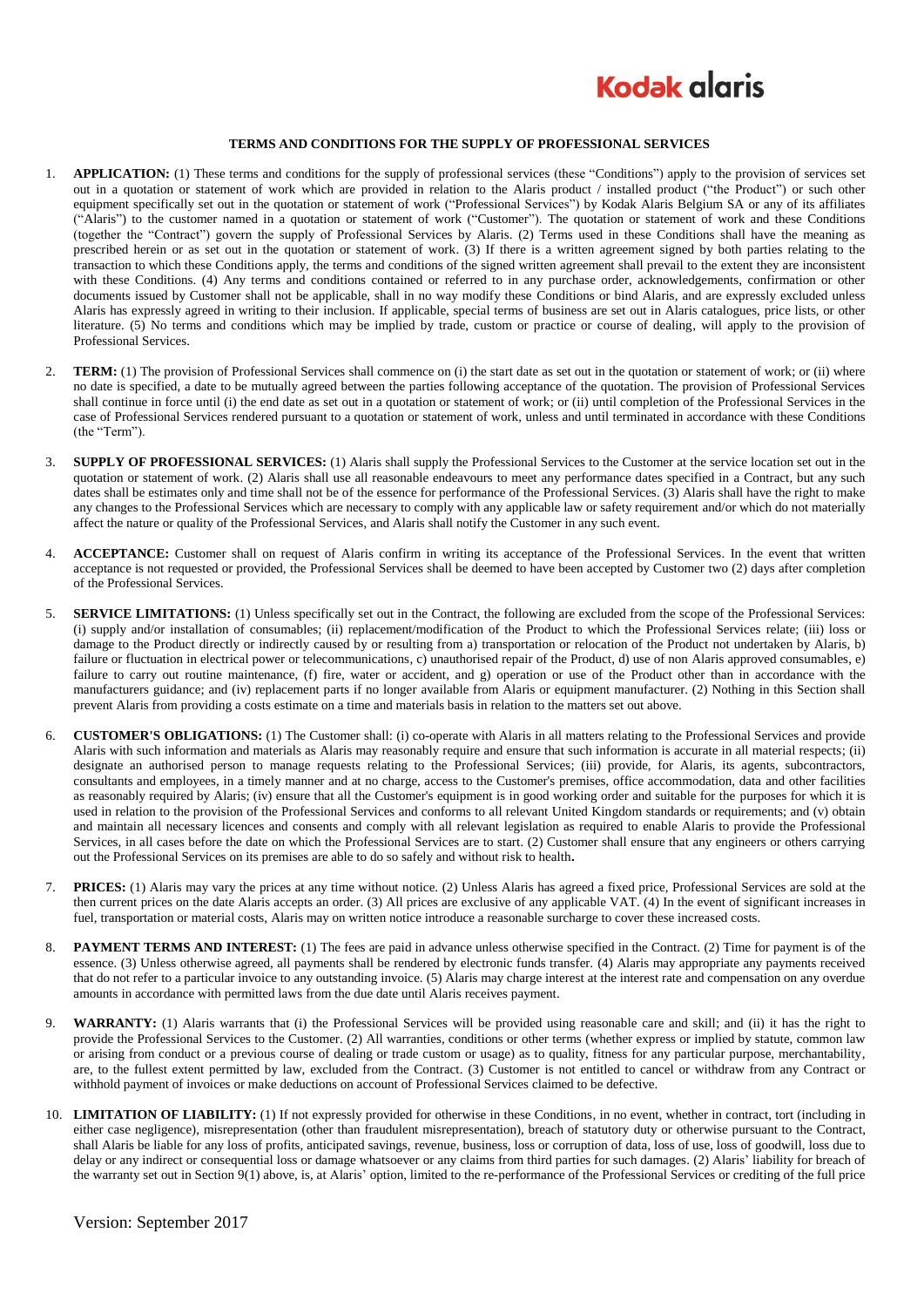Kodak alaris

## TERMS AND CONDITIONS FOR THE SUPPLY OF PROFESSIONAL SERVICES

1. **APPLICATION:** (1) These terms and conditions for the supply of professional services (these "Conditions") apply to the provision of services set out in a quotation or statement of work which are provided in relation to the Alaris product / installed product ("the Product") or such other equipment specifically set out in the quotation or statement of work ("Professional Services") by Kodak Alaris Belgium SA or any of its affiliates ("Alaris") to the customer named in a quotation or statement of work ("Customer"). The quotation or statement of work and these Conditions (together the "Contract") govern the supply of Professional Services by Alaris. (2) Terms used in these Conditions shall have the meaning as prescribed herein or as set out in the quotation or statement of work. (3) If there is a written agreement signed by both parties relating to the transaction to which these Conditions apply, the terms and conditions of the signed written agreement shall prevail to the extent they are inconsistent with these Conditions. (4) Any terms and conditions contained or referred to in any purchase order, acknowledgements, confirmation or other documents issued by Customer shall not be applicable, shall in no way modify these Conditions or bind Alaris, and are expressly excluded unless Alaris has expressly agreed in writing to their inclusion. If applicable, special terms of business are set out in Alaris catalogues, price lists, or other literature. (5) No terms and conditions which may be implied by trade, custom or practice or course of dealing, will apply to the provision of Professional Services.

2. **TERM:** (1) The provision of Professional Services shall commence on (i) the start date as set out in the quotation or statement of work; or (ii) where no date is specified, a date to be mutually agreed between the parties following acceptance of the quotation. The provision of Professional Services shall continue in force until (i) the end date as set out in a quotation or statement of work; or (ii) until completion of the Professional Services in the case of Professional Services rendered pursuant to a quotation or statement of work, unless and until terminated in accordance with these Conditions (the "Term").

3. **SUPPLY OF PROFESSIONAL SERVICES:** (1) Alaris shall supply the Professional Services to the Customer at the service location set out in the quotation or statement of work. (2) Alaris shall use all reasonable endeavours to meet any performance dates specified in a Contract, but any such dates shall be estimates only and time shall not be of the essence for performance of the Professional Services. (3) Alaris shall have the right to make any changes to the Professional Services which are necessary to comply with any applicable law or safety requirement and/or which do not materially affect the nature or quality of the Professional Services, and Alaris shall notify the Customer in any such event.

4. **ACCEPTANCE:** Customer shall on request of Alaris confirm in writing its acceptance of the Professional Services. In the event that written acceptance is not requested or provided, the Professional Services shall be deemed to have been accepted by Customer two (2) days after completion of the Professional Services.

5. **SERVICE LIMITATIONS:** (1) Unless specifically set out in the Contract, the following are excluded from the scope of the Professional Services: (i) supply and/or installation of consumables; (ii) replacement/modification of the Product to which the Professional Services relate; (iii) loss or damage to the Product directly or indirectly caused by or resulting from a) transportation or relocation of the Product not undertaken by Alaris, b) failure or fluctuation in electrical power or telecommunications, c) unauthorised repair of the Product, d) use of non Alaris approved consumables, e) failure to carry out routine maintenance, (f) fire, water or accident, and g) operation or use of the Product other than in accordance with the manufacturers guidance; and (iv) replacement parts if no longer available from Alaris or equipment manufacturer. (2) Nothing in this Section shall prevent Alaris from providing a costs estimate on a time and materials basis in relation to the matters set out above.

6. **CUSTOMER'S OBLIGATIONS:** (1) The Customer shall: (i) co-operate with Alaris in all matters relating to the Professional Services and provide Alaris with such information and materials as Alaris may reasonably require and ensure that such information is accurate in all material respects; (ii) designate an authorised person to manage requests relating to the Professional Services; (iii) provide, for Alaris, its agents, subcontractors, consultants and employees, in a timely manner and at no charge, access to the Customer's premises, office accommodation, data and other facilities as reasonably required by Alaris; (iv) ensure that all the Customer's equipment is in good working order and suitable for the purposes for which it is used in relation to the provision of the Professional Services and conforms to all relevant United Kingdom standards or requirements; and (v) obtain and maintain all necessary licences and consents and comply with all relevant legislation as required to enable Alaris to provide the Professional Services, in all cases before the date on which the Professional Services are to start. (2) Customer shall ensure that any engineers or others carrying out the Professional Services on its premises are able to do so safely and without risk to health**.**

7. **PRICES:** (1) Alaris may vary the prices at any time without notice. (2) Unless Alaris has agreed a fixed price, Professional Services are sold at the then current prices on the date Alaris accepts an order. (3) All prices are exclusive of any applicable VAT. (4) In the event of significant increases in fuel, transportation or material costs, Alaris may on written notice introduce a reasonable surcharge to cover these increased costs.

8. **PAYMENT TERMS AND INTEREST:** (1) The fees are paid in advance unless otherwise specified in the Contract. (2) Time for payment is of the essence. (3) Unless otherwise agreed, all payments shall be rendered by electronic funds transfer. (4) Alaris may appropriate any payments received that do not refer to a particular invoice to any outstanding invoice. (5) Alaris may charge interest at the interest rate and compensation on any overdue amounts in accordance with permitted laws from the due date until Alaris receives payment.

9. **WARRANTY:** (1) Alaris warrants that (i) the Professional Services will be provided using reasonable care and skill; and (ii) it has the right to provide the Professional Services to the Customer. (2) All warranties, conditions or other terms (whether express or implied by statute, common law or arising from conduct or a previous course of dealing or trade custom or usage) as to quality, fitness for any particular purpose, merchantability, are, to the fullest extent permitted by law, excluded from the Contract. (3) Customer is not entitled to cancel or withdraw from any Contract or withhold payment of invoices or make deductions on account of Professional Services claimed to be defective.

10. **LIMITATION OF LIABILITY:** (1) If not expressly provided for otherwise in these Conditions, in no event, whether in contract, tort (including in either case negligence), misrepresentation (other than fraudulent misrepresentation), breach of statutory duty or otherwise pursuant to the Contract, shall Alaris be liable for any loss of profits, anticipated savings, revenue, business, loss or corruption of data, loss of use, loss of goodwill, loss due to delay or any indirect or consequential loss or damage whatsoever or any claims from third parties for such damages. (2) Alaris' liability for breach of the warranty set out in Section 9(1) above, is, at Alaris' option, limited to the re-performance of the Professional Services or crediting of the full price

Version: September 2017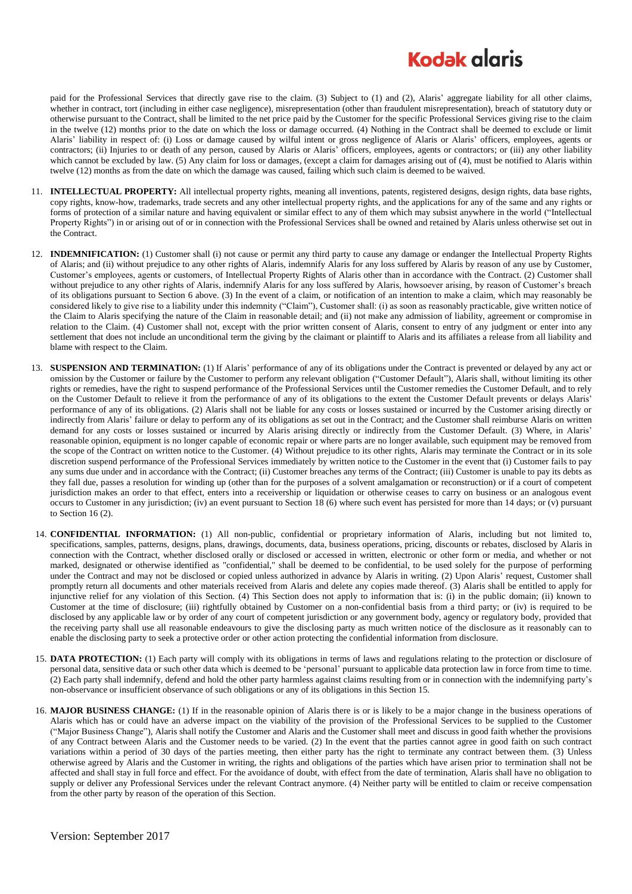paid for the Professional Services that directly gave rise to the claim. (3) Subject to (1) and (2), Alaris' aggregate liability for all other claims, whether in contract, tort (including in either case negligence), misrepresentation (other than fraudulent misrepresentation), breach of statutory duty or otherwise pursuant to the Contract, shall be limited to the net price paid by the Customer for the specific Professional Services giving rise to the claim in the twelve (12) months prior to the date on which the loss or damage occurred. (4) Nothing in the Contract shall be deemed to exclude or limit Alaris' liability in respect of: (i) Loss or damage caused by wilful intent or gross negligence of Alaris or Alaris' officers, employees, agents or contractors; (ii) Injuries to or death of any person, caused by Alaris or Alaris' officers, employees, agents or contractors; or (iii) any other liability which cannot be excluded by law. (5) Any claim for loss or damages, (except a claim for damages arising out of (4), must be notified to Alaris within twelve (12) months as from the date on which the damage was caused, failing which such claim is deemed to be waived.

11. **INTELLECTUAL PROPERTY:** All intellectual property rights, meaning all inventions, patents, registered designs, design rights, data base rights, copy rights, know-how, trademarks, trade secrets and any other intellectual property rights, and the applications for any of the same and any rights or forms of protection of a similar nature and having equivalent or similar effect to any of them which may subsist anywhere in the world ("Intellectual Property Rights") in or arising out of or in connection with the Professional Services shall be owned and retained by Alaris unless otherwise set out in the Contract.

12. **INDEMNIFICATION:** (1) Customer shall (i) not cause or permit any third party to cause any damage or endanger the Intellectual Property Rights of Alaris; and (ii) without prejudice to any other rights of Alaris, indemnify Alaris for any loss suffered by Alaris by reason of any use by Customer, Customer's employees, agents or customers, of Intellectual Property Rights of Alaris other than in accordance with the Contract. (2) Customer shall without prejudice to any other rights of Alaris, indemnify Alaris for any loss suffered by Alaris, howsoever arising, by reason of Customer's breach of its obligations pursuant to Section 6 above. (3) In the event of a claim, or notification of an intention to make a claim, which may reasonably be considered likely to give rise to a liability under this indemnity ("Claim"), Customer shall: (i) as soon as reasonably practicable, give written notice of the Claim to Alaris specifying the nature of the Claim in reasonable detail; and (ii) not make any admission of liability, agreement or compromise in relation to the Claim. (4) Customer shall not, except with the prior written consent of Alaris, consent to entry of any judgment or enter into any settlement that does not include an unconditional term the giving by the claimant or plaintiff to Alaris and its affiliates a release from all liability and blame with respect to the Claim.

13. **SUSPENSION AND TERMINATION:** (1) If Alaris' performance of any of its obligations under the Contract is prevented or delayed by any act or omission by the Customer or failure by the Customer to perform any relevant obligation ("Customer Default"), Alaris shall, without limiting its other rights or remedies, have the right to suspend performance of the Professional Services until the Customer remedies the Customer Default, and to rely on the Customer Default to relieve it from the performance of any of its obligations to the extent the Customer Default prevents or delays Alaris' performance of any of its obligations. (2) Alaris shall not be liable for any costs or losses sustained or incurred by the Customer arising directly or indirectly from Alaris' failure or delay to perform any of its obligations as set out in the Contract; and the Customer shall reimburse Alaris on written demand for any costs or losses sustained or incurred by Alaris arising directly or indirectly from the Customer Default. (3) Where, in Alaris' reasonable opinion, equipment is no longer capable of economic repair or where parts are no longer available, such equipment may be removed from the scope of the Contract on written notice to the Customer. (4) Without prejudice to its other rights, Alaris may terminate the Contract or in its sole discretion suspend performance of the Professional Services immediately by written notice to the Customer in the event that (i) Customer fails to pay any sums due under and in accordance with the Contract; (ii) Customer breaches any terms of the Contract; (iii) Customer is unable to pay its debts as they fall due, passes a resolution for winding up (other than for the purposes of a solvent amalgamation or reconstruction) or if a court of competent jurisdiction makes an order to that effect, enters into a receivership or liquidation or otherwise ceases to carry on business or an analogous event occurs to Customer in any jurisdiction; (iv) an event pursuant to Section 18 (6) where such event has persisted for more than 14 days; or (v) pursuant to Section 16 (2).

14. **CONFIDENTIAL INFORMATION:** (1) All non-public, confidential or proprietary information of Alaris, including but not limited to, specifications, samples, patterns, designs, plans, drawings, documents, data, business operations, pricing, discounts or rebates, disclosed by Alaris in connection with the Contract, whether disclosed orally or disclosed or accessed in written, electronic or other form or media, and whether or not marked, designated or otherwise identified as "confidential," shall be deemed to be confidential, to be used solely for the purpose of performing under the Contract and may not be disclosed or copied unless authorized in advance by Alaris in writing. (2) Upon Alaris' request, Customer shall promptly return all documents and other materials received from Alaris and delete any copies made thereof. (3) Alaris shall be entitled to apply for injunctive relief for any violation of this Section. (4) This Section does not apply to information that is: (i) in the public domain; (ii) known to Customer at the time of disclosure; (iii) rightfully obtained by Customer on a non-confidential basis from a third party; or (iv) is required to be disclosed by any applicable law or by order of any court of competent jurisdiction or any government body, agency or regulatory body, provided that the receiving party shall use all reasonable endeavours to give the disclosing party as much written notice of the disclosure as it reasonably can to enable the disclosing party to seek a protective order or other action protecting the confidential information from disclosure.

15. **DATA PROTECTION:** (1) Each party will comply with its obligations in terms of laws and regulations relating to the protection or disclosure of personal data, sensitive data or such other data which is deemed to be 'personal' pursuant to applicable data protection law in force from time to time. (2) Each party shall indemnify, defend and hold the other party harmless against claims resulting from or in connection with the indemnifying party's non-observance or insufficient observance of such obligations or any of its obligations in this Section 15.

16. **MAJOR BUSINESS CHANGE:** (1) If in the reasonable opinion of Alaris there is or is likely to be a major change in the business operations of Alaris which has or could have an adverse impact on the viability of the provision of the Professional Services to be supplied to the Customer ("Major Business Change"), Alaris shall notify the Customer and Alaris and the Customer shall meet and discuss in good faith whether the provisions of any Contract between Alaris and the Customer needs to be varied. (2) In the event that the parties cannot agree in good faith on such contract variations within a period of 30 days of the parties meeting, then either party has the right to terminate any contract between them. (3) Unless otherwise agreed by Alaris and the Customer in writing, the rights and obligations of the parties which have arisen prior to termination shall not be affected and shall stay in full force and effect. For the avoidance of doubt, with effect from the date of termination, Alaris shall have no obligation to supply or deliver any Professional Services under the relevant Contract anymore. (4) Neither party will be entitled to claim or receive compensation from the other party by reason of the operation of this Section.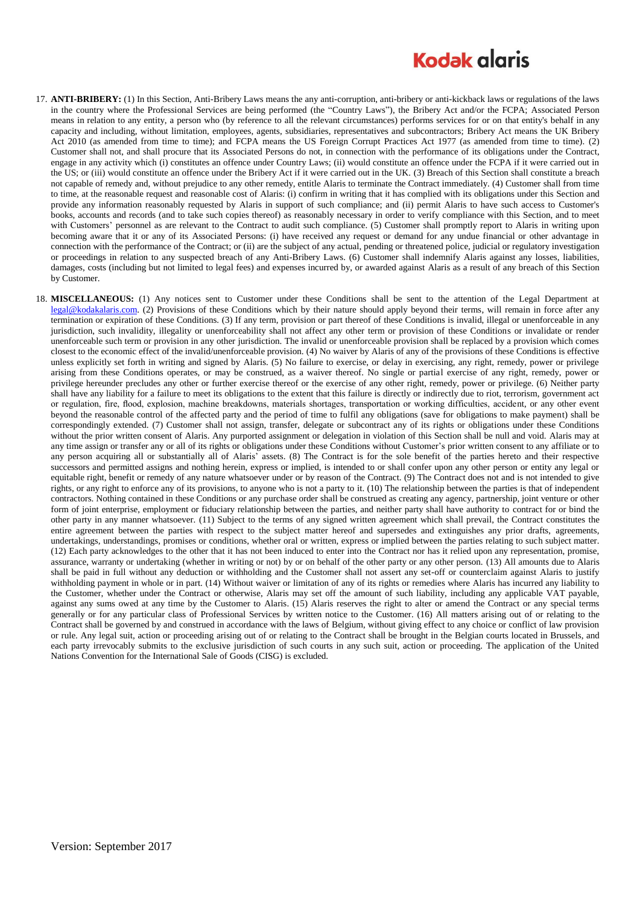17. **ANTI-BRIBERY:** (1) In this Section, Anti-Bribery Laws means the any anti-corruption, anti-bribery or anti-kickback laws or regulations of the laws in the country where the Professional Services are being performed (the "Country Laws"), the Bribery Act and/or the FCPA; Associated Person means in relation to any entity, a person who (by reference to all the relevant circumstances) performs services for or on that entity's behalf in any capacity and including, without limitation, employees, agents, subsidiaries, representatives and subcontractors; Bribery Act means the UK Bribery Act 2010 (as amended from time to time); and FCPA means the US Foreign Corrupt Practices Act 1977 (as amended from time to time). (2) Customer shall not, and shall procure that its Associated Persons do not, in connection with the performance of its obligations under the Contract, engage in any activity which (i) constitutes an offence under Country Laws; (ii) would constitute an offence under the FCPA if it were carried out in the US; or (iii) would constitute an offence under the Bribery Act if it were carried out in the UK. (3) Breach of this Section shall constitute a breach not capable of remedy and, without prejudice to any other remedy, entitle Alaris to terminate the Contract immediately. (4) Customer shall from time to time, at the reasonable request and reasonable cost of Alaris: (i) confirm in writing that it has complied with its obligations under this Section and provide any information reasonably requested by Alaris in support of such compliance; and (ii) permit Alaris to have such access to Customer's books, accounts and records (and to take such copies thereof) as reasonably necessary in order to verify compliance with this Section, and to meet with Customers' personnel as are relevant to the Contract to audit such compliance. (5) Customer shall promptly report to Alaris in writing upon becoming aware that it or any of its Associated Persons: (i) have received any request or demand for any undue financial or other advantage in connection with the performance of the Contract; or (ii) are the subject of any actual, pending or threatened police, judicial or regulatory investigation or proceedings in relation to any suspected breach of any Anti-Bribery Laws. (6) Customer shall indemnify Alaris against any losses, liabilities, damages, costs (including but not limited to legal fees) and expenses incurred by, or awarded against Alaris as a result of any breach of this Section by Customer.

18. **MISCELLANEOUS:** (1) Any notices sent to Customer under these Conditions shall be sent to the attention of the Legal Department at legal@kodakalaris.com. (2) Provisions of these Conditions which by their nature should apply beyond their terms, will remain in force after any termination or expiration of these Conditions. (3) If any term, provision or part thereof of these Conditions is invalid, illegal or unenforceable in any jurisdiction, such invalidity, illegality or unenforceability shall not affect any other term or provision of these Conditions or invalidate or render unenforceable such term or provision in any other jurisdiction. The invalid or unenforceable provision shall be replaced by a provision which comes closest to the economic effect of the invalid/unenforceable provision. (4) No waiver by Alaris of any of the provisions of these Conditions is effective unless explicitly set forth in writing and signed by Alaris. (5) No failure to exercise, or delay in exercising, any right, remedy, power or privilege arising from these Conditions operates, or may be construed, as a waiver thereof. No single or partial exercise of any right, remedy, power or privilege hereunder precludes any other or further exercise thereof or the exercise of any other right, remedy, power or privilege. (6) Neither party shall have any liability for a failure to meet its obligations to the extent that this failure is directly or indirectly due to riot, terrorism, government act or regulation, fire, flood, explosion, machine breakdowns, materials shortages, transportation or working difficulties, accident, or any other event beyond the reasonable control of the affected party and the period of time to fulfil any obligations (save for obligations to make payment) shall be correspondingly extended. (7) Customer shall not assign, transfer, delegate or subcontract any of its rights or obligations under these Conditions without the prior written consent of Alaris. Any purported assignment or delegation in violation of this Section shall be null and void. Alaris may at any time assign or transfer any or all of its rights or obligations under these Conditions without Customer's prior written consent to any affiliate or to any person acquiring all or substantially all of Alaris' assets. (8) The Contract is for the sole benefit of the parties hereto and their respective successors and permitted assigns and nothing herein, express or implied, is intended to or shall confer upon any other person or entity any legal or equitable right, benefit or remedy of any nature whatsoever under or by reason of the Contract. (9) The Contract does not and is not intended to give rights, or any right to enforce any of its provisions, to anyone who is not a party to it. (10) The relationship between the parties is that of independent contractors. Nothing contained in these Conditions or any purchase order shall be construed as creating any agency, partnership, joint venture or other form of joint enterprise, employment or fiduciary relationship between the parties, and neither party shall have authority to contract for or bind the other party in any manner whatsoever. (11) Subject to the terms of any signed written agreement which shall prevail, the Contract constitutes the entire agreement between the parties with respect to the subject matter hereof and supersedes and extinguishes any prior drafts, agreements, undertakings, understandings, promises or conditions, whether oral or written, express or implied between the parties relating to such subject matter. (12) Each party acknowledges to the other that it has not been induced to enter into the Contract nor has it relied upon any representation, promise, assurance, warranty or undertaking (whether in writing or not) by or on behalf of the other party or any other person. (13) All amounts due to Alaris shall be paid in full without any deduction or withholding and the Customer shall not assert any set-off or counterclaim against Alaris to justify withholding payment in whole or in part. (14) Without waiver or limitation of any of its rights or remedies where Alaris has incurred any liability to the Customer, whether under the Contract or otherwise, Alaris may set off the amount of such liability, including any applicable VAT payable, against any sums owed at any time by the Customer to Alaris. (15) Alaris reserves the right to alter or amend the Contract or any special terms generally or for any particular class of Professional Services by written notice to the Customer. (16) All matters arising out of or relating to the Contract shall be governed by and construed in accordance with the laws of Belgium, without giving effect to any choice or conflict of law provision or rule. Any legal suit, action or proceeding arising out of or relating to the Contract shall be brought in the Belgian courts located in Brussels, and each party irrevocably submits to the exclusive jurisdiction of such courts in any such suit, action or proceeding. The application of the United Nations Convention for the International Sale of Goods (CISG) is excluded.

Version: September 2017